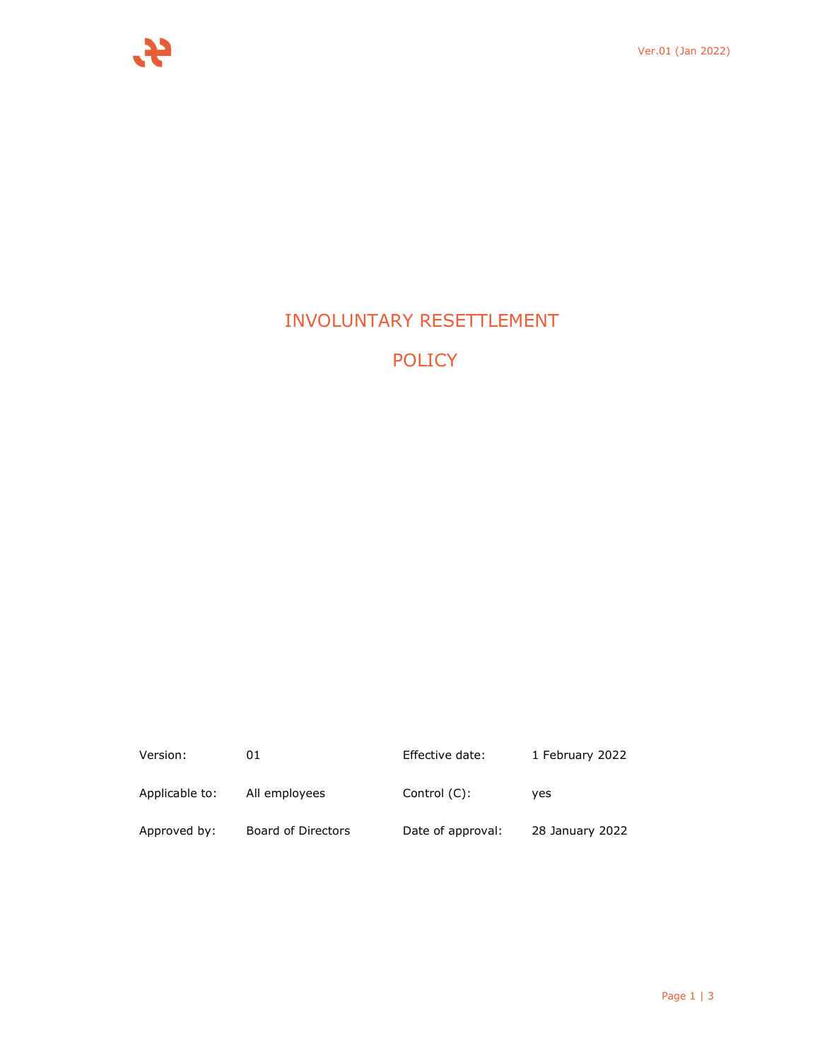# INVOLUNTARY RESETTLEMENT POLICY

| Version: | 01 | Effective date: | 1 February 2022 |
|---|---|---|---|
| Applicable to: | All employees | Control (C): | yes |
| Approved by: | Board of Directors | Date of approval: | 28 January 2022 |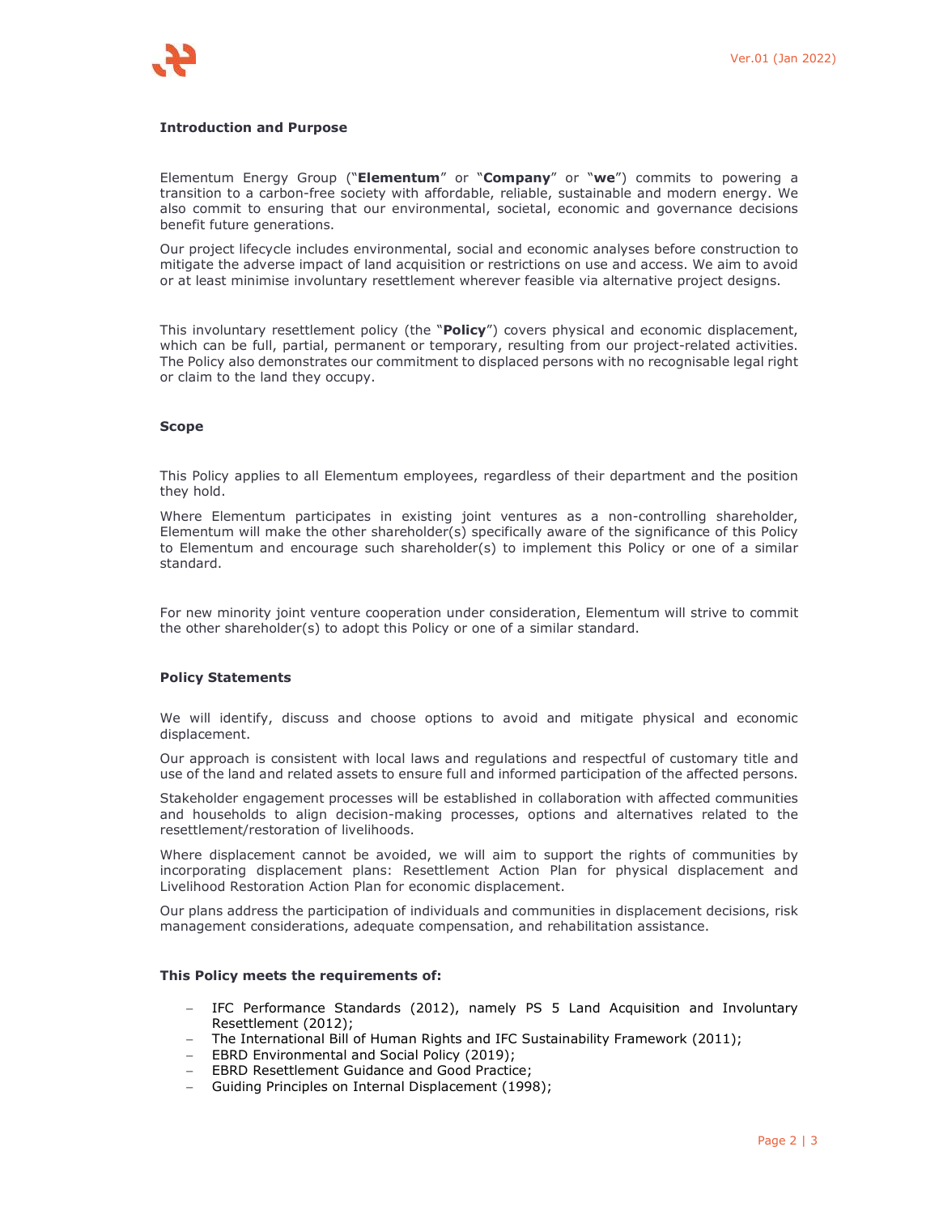## Introduction and Purpose

Elementum Energy Group ("**Elementum**" or "**Company**" or "**we**") commits to powering a transition to a carbon-free society with affordable, reliable, sustainable and modern energy. We also commit to ensuring that our environmental, societal, economic and governance decisions benefit future generations.

Our project lifecycle includes environmental, social and economic analyses before construction to mitigate the adverse impact of land acquisition or restrictions on use and access. We aim to avoid or at least minimise involuntary resettlement wherever feasible via alternative project designs.

This involuntary resettlement policy (the "**Policy**") covers physical and economic displacement, which can be full, partial, permanent or temporary, resulting from our project-related activities. The Policy also demonstrates our commitment to displaced persons with no recognisable legal right or claim to the land they occupy.

## Scope

This Policy applies to all Elementum employees, regardless of their department and the position they hold.

Where Elementum participates in existing joint ventures as a non-controlling shareholder, Elementum will make the other shareholder(s) specifically aware of the significance of this Policy to Elementum and encourage such shareholder(s) to implement this Policy or one of a similar standard.

For new minority joint venture cooperation under consideration, Elementum will strive to commit the other shareholder(s) to adopt this Policy or one of a similar standard.

## Policy Statements

We will identify, discuss and choose options to avoid and mitigate physical and economic displacement.

Our approach is consistent with local laws and regulations and respectful of customary title and use of the land and related assets to ensure full and informed participation of the affected persons.

Stakeholder engagement processes will be established in collaboration with affected communities and households to align decision-making processes, options and alternatives related to the resettlement/restoration of livelihoods.

Where displacement cannot be avoided, we will aim to support the rights of communities by incorporating displacement plans: Resettlement Action Plan for physical displacement and Livelihood Restoration Action Plan for economic displacement.

Our plans address the participation of individuals and communities in displacement decisions, risk management considerations, adequate compensation, and rehabilitation assistance.

### This Policy meets the requirements of:

- IFC Performance Standards (2012), namely PS 5 Land Acquisition and Involuntary Resettlement (2012);
- The International Bill of Human Rights and IFC Sustainability Framework (2011);
- EBRD Environmental and Social Policy (2019);
- EBRD Resettlement Guidance and Good Practice;
- Guiding Principles on Internal Displacement (1998);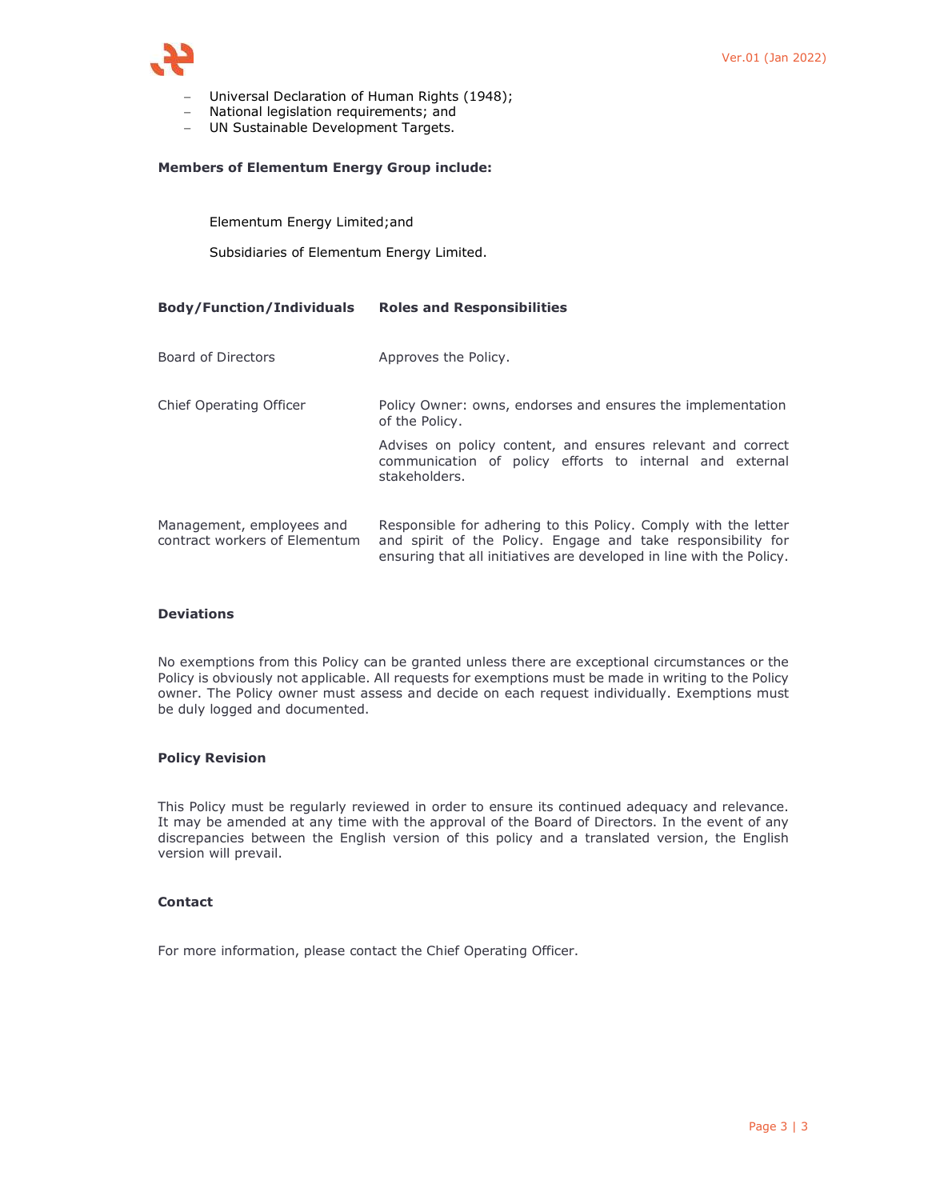- Universal Declaration of Human Rights (1948);
- National legislation requirements; and
- UN Sustainable Development Targets.

**Members of Elementum Energy Group include:**

Elementum Energy Limited;and

Subsidiaries of Elementum Energy Limited.

| Body/Function/Individuals | Roles and Responsibilities |
| --- | --- |
| Board of Directors | Approves the Policy. |
| Chief Operating Officer | Policy Owner: owns, endorses and ensures the implementation of the Policy.<br><br>Advises on policy content, and ensures relevant and correct communication of policy efforts to internal and external stakeholders. |
| Management, employees and contract workers of Elementum | Responsible for adhering to this Policy. Comply with the letter and spirit of the Policy. Engage and take responsibility for ensuring that all initiatives are developed in line with the Policy. |

**Deviations**

No exemptions from this Policy can be granted unless there are exceptional circumstances or the Policy is obviously not applicable. All requests for exemptions must be made in writing to the Policy owner. The Policy owner must assess and decide on each request individually. Exemptions must be duly logged and documented.

**Policy Revision**

This Policy must be regularly reviewed in order to ensure its continued adequacy and relevance. It may be amended at any time with the approval of the Board of Directors. In the event of any discrepancies between the English version of this policy and a translated version, the English version will prevail.

**Contact**

For more information, please contact the Chief Operating Officer.